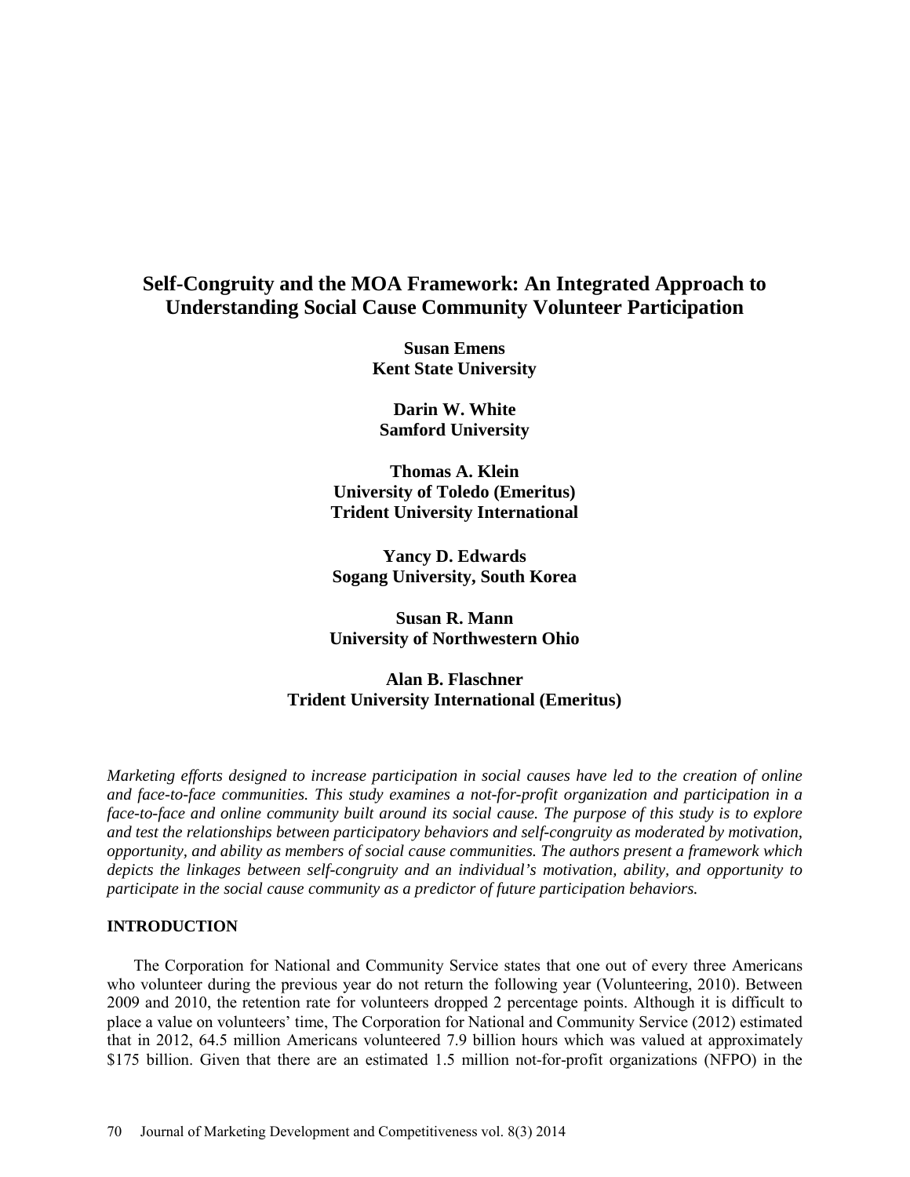# Self-Congruity and the MOA Framework: An Integrated Approach to Understanding Social Cause Community Volunteer Participation

**Susan Emens**
**Kent State University**

**Darin W. White**
**Samford University**

**Thomas A. Klein**
**University of Toledo (Emeritus)**
**Trident University International**

**Yancy D. Edwards**
**Sogang University, South Korea**

**Susan R. Mann**
**University of Northwestern Ohio**

**Alan B. Flaschner**
**Trident University International (Emeritus)**

*Marketing efforts designed to increase participation in social causes have led to the creation of online and face-to-face communities. This study examines a not-for-profit organization and participation in a face-to-face and online community built around its social cause. The purpose of this study is to explore and test the relationships between participatory behaviors and self-congruity as moderated by motivation, opportunity, and ability as members of social cause communities. The authors present a framework which depicts the linkages between self-congruity and an individual's motivation, ability, and opportunity to participate in the social cause community as a predictor of future participation behaviors.*

## INTRODUCTION

The Corporation for National and Community Service states that one out of every three Americans who volunteer during the previous year do not return the following year (Volunteering, 2010). Between 2009 and 2010, the retention rate for volunteers dropped 2 percentage points. Although it is difficult to place a value on volunteers' time, The Corporation for National and Community Service (2012) estimated that in 2012, 64.5 million Americans volunteered 7.9 billion hours which was valued at approximately $175 billion. Given that there are an estimated 1.5 million not-for-profit organizations (NFPO) in the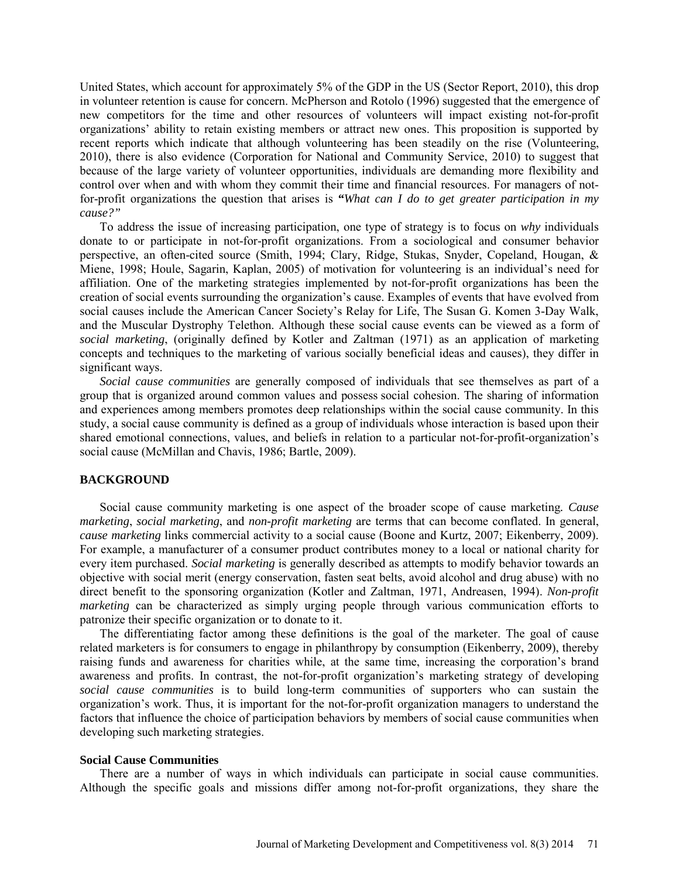United States, which account for approximately 5% of the GDP in the US (Sector Report, 2010), this drop in volunteer retention is cause for concern. McPherson and Rotolo (1996) suggested that the emergence of new competitors for the time and other resources of volunteers will impact existing not-for-profit organizations' ability to retain existing members or attract new ones. This proposition is supported by recent reports which indicate that although volunteering has been steadily on the rise (Volunteering, 2010), there is also evidence (Corporation for National and Community Service, 2010) to suggest that because of the large variety of volunteer opportunities, individuals are demanding more flexibility and control over when and with whom they commit their time and financial resources. For managers of not-for-profit organizations the question that arises is ***"What can I do to get greater participation in my cause?"***

To address the issue of increasing participation, one type of strategy is to focus on *why* individuals donate to or participate in not-for-profit organizations. From a sociological and consumer behavior perspective, an often-cited source (Smith, 1994; Clary, Ridge, Stukas, Snyder, Copeland, Hougan, & Miene, 1998; Houle, Sagarin, Kaplan, 2005) of motivation for volunteering is an individual's need for affiliation. One of the marketing strategies implemented by not-for-profit organizations has been the creation of social events surrounding the organization's cause. Examples of events that have evolved from social causes include the American Cancer Society's Relay for Life, The Susan G. Komen 3-Day Walk, and the Muscular Dystrophy Telethon. Although these social cause events can be viewed as a form of *social marketing*, (originally defined by Kotler and Zaltman (1971) as an application of marketing concepts and techniques to the marketing of various socially beneficial ideas and causes), they differ in significant ways.

*Social cause communities* are generally composed of individuals that see themselves as part of a group that is organized around common values and possess social cohesion. The sharing of information and experiences among members promotes deep relationships within the social cause community. In this study, a social cause community is defined as a group of individuals whose interaction is based upon their shared emotional connections, values, and beliefs in relation to a particular not-for-profit-organization's social cause (McMillan and Chavis, 1986; Bartle, 2009).

## BACKGROUND

Social cause community marketing is one aspect of the broader scope of cause marketing. *Cause marketing*, *social marketing*, and *non-profit marketing* are terms that can become conflated. In general, *cause marketing* links commercial activity to a social cause (Boone and Kurtz, 2007; Eikenberry, 2009). For example, a manufacturer of a consumer product contributes money to a local or national charity for every item purchased. *Social marketing* is generally described as attempts to modify behavior towards an objective with social merit (energy conservation, fasten seat belts, avoid alcohol and drug abuse) with no direct benefit to the sponsoring organization (Kotler and Zaltman, 1971, Andreasen, 1994). *Non-profit marketing* can be characterized as simply urging people through various communication efforts to patronize their specific organization or to donate to it.

The differentiating factor among these definitions is the goal of the marketer. The goal of cause related marketers is for consumers to engage in philanthropy by consumption (Eikenberry, 2009), thereby raising funds and awareness for charities while, at the same time, increasing the corporation's brand awareness and profits. In contrast, the not-for-profit organization's marketing strategy of developing *social cause communities* is to build long-term communities of supporters who can sustain the organization's work. Thus, it is important for the not-for-profit organization managers to understand the factors that influence the choice of participation behaviors by members of social cause communities when developing such marketing strategies.

### Social Cause Communities

There are a number of ways in which individuals can participate in social cause communities. Although the specific goals and missions differ among not-for-profit organizations, they share the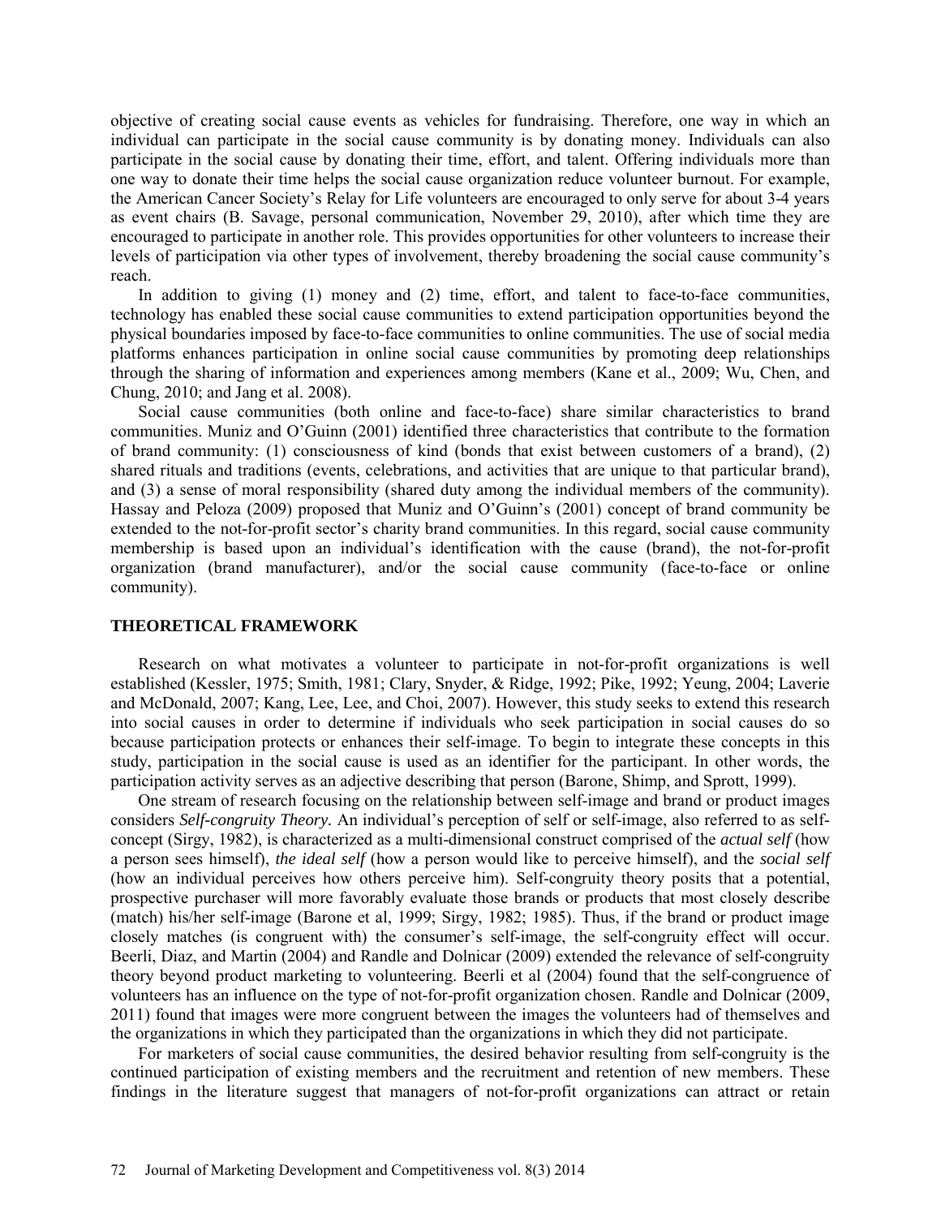objective of creating social cause events as vehicles for fundraising. Therefore, one way in which an individual can participate in the social cause community is by donating money. Individuals can also participate in the social cause by donating their time, effort, and talent. Offering individuals more than one way to donate their time helps the social cause organization reduce volunteer burnout. For example, the American Cancer Society's Relay for Life volunteers are encouraged to only serve for about 3-4 years as event chairs (B. Savage, personal communication, November 29, 2010), after which time they are encouraged to participate in another role. This provides opportunities for other volunteers to increase their levels of participation via other types of involvement, thereby broadening the social cause community's reach.

In addition to giving (1) money and (2) time, effort, and talent to face-to-face communities, technology has enabled these social cause communities to extend participation opportunities beyond the physical boundaries imposed by face-to-face communities to online communities. The use of social media platforms enhances participation in online social cause communities by promoting deep relationships through the sharing of information and experiences among members (Kane et al., 2009; Wu, Chen, and Chung, 2010; and Jang et al. 2008).

Social cause communities (both online and face-to-face) share similar characteristics to brand communities. Muniz and O'Guinn (2001) identified three characteristics that contribute to the formation of brand community: (1) consciousness of kind (bonds that exist between customers of a brand), (2) shared rituals and traditions (events, celebrations, and activities that are unique to that particular brand), and (3) a sense of moral responsibility (shared duty among the individual members of the community). Hassay and Peloza (2009) proposed that Muniz and O'Guinn's (2001) concept of brand community be extended to the not-for-profit sector's charity brand communities. In this regard, social cause community membership is based upon an individual's identification with the cause (brand), the not-for-profit organization (brand manufacturer), and/or the social cause community (face-to-face or online community).

## THEORETICAL FRAMEWORK

Research on what motivates a volunteer to participate in not-for-profit organizations is well established (Kessler, 1975; Smith, 1981; Clary, Snyder, & Ridge, 1992; Pike, 1992; Yeung, 2004; Laverie and McDonald, 2007; Kang, Lee, Lee, and Choi, 2007). However, this study seeks to extend this research into social causes in order to determine if individuals who seek participation in social causes do so because participation protects or enhances their self-image. To begin to integrate these concepts in this study, participation in the social cause is used as an identifier for the participant. In other words, the participation activity serves as an adjective describing that person (Barone, Shimp, and Sprott, 1999).

One stream of research focusing on the relationship between self-image and brand or product images considers *Self-congruity Theory.* An individual's perception of self or self-image, also referred to as self-concept (Sirgy, 1982), is characterized as a multi-dimensional construct comprised of the *actual self* (how a person sees himself), *the ideal self* (how a person would like to perceive himself), and the *social self* (how an individual perceives how others perceive him). Self-congruity theory posits that a potential, prospective purchaser will more favorably evaluate those brands or products that most closely describe (match) his/her self-image (Barone et al, 1999; Sirgy, 1982; 1985). Thus, if the brand or product image closely matches (is congruent with) the consumer's self-image, the self-congruity effect will occur. Beerli, Diaz, and Martin (2004) and Randle and Dolnicar (2009) extended the relevance of self-congruity theory beyond product marketing to volunteering. Beerli et al (2004) found that the self-congruence of volunteers has an influence on the type of not-for-profit organization chosen. Randle and Dolnicar (2009, 2011) found that images were more congruent between the images the volunteers had of themselves and the organizations in which they participated than the organizations in which they did not participate.

For marketers of social cause communities, the desired behavior resulting from self-congruity is the continued participation of existing members and the recruitment and retention of new members. These findings in the literature suggest that managers of not-for-profit organizations can attract or retain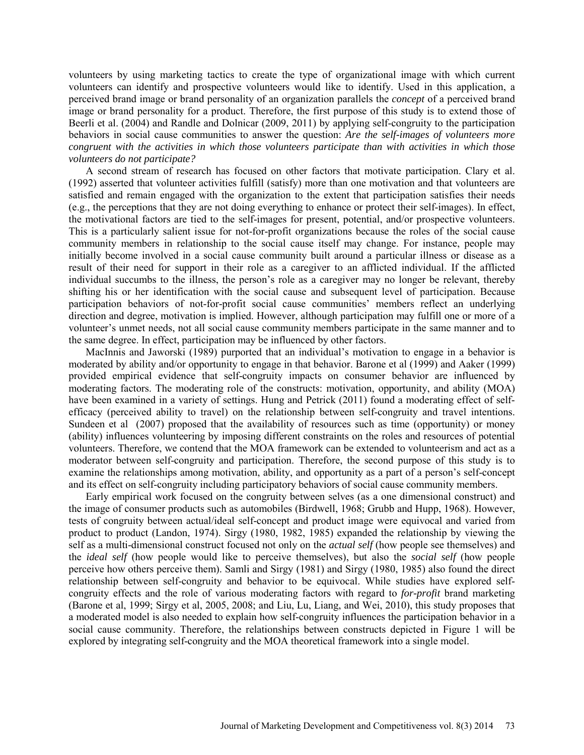volunteers by using marketing tactics to create the type of organizational image with which current volunteers can identify and prospective volunteers would like to identify. Used in this application, a perceived brand image or brand personality of an organization parallels the *concept* of a perceived brand image or brand personality for a product. Therefore, the first purpose of this study is to extend those of Beerli et al. (2004) and Randle and Dolnicar (2009, 2011) by applying self-congruity to the participation behaviors in social cause communities to answer the question: *Are the self-images of volunteers more congruent with the activities in which those volunteers participate than with activities in which those volunteers do not participate?*

A second stream of research has focused on other factors that motivate participation. Clary et al. (1992) asserted that volunteer activities fulfill (satisfy) more than one motivation and that volunteers are satisfied and remain engaged with the organization to the extent that participation satisfies their needs (e.g., the perceptions that they are not doing everything to enhance or protect their self-images). In effect, the motivational factors are tied to the self-images for present, potential, and/or prospective volunteers. This is a particularly salient issue for not-for-profit organizations because the roles of the social cause community members in relationship to the social cause itself may change. For instance, people may initially become involved in a social cause community built around a particular illness or disease as a result of their need for support in their role as a caregiver to an afflicted individual. If the afflicted individual succumbs to the illness, the person's role as a caregiver may no longer be relevant, thereby shifting his or her identification with the social cause and subsequent level of participation. Because participation behaviors of not-for-profit social cause communities' members reflect an underlying direction and degree, motivation is implied. However, although participation may fulfill one or more of a volunteer's unmet needs, not all social cause community members participate in the same manner and to the same degree. In effect, participation may be influenced by other factors.

MacInnis and Jaworski (1989) purported that an individual's motivation to engage in a behavior is moderated by ability and/or opportunity to engage in that behavior. Barone et al (1999) and Aaker (1999) provided empirical evidence that self-congruity impacts on consumer behavior are influenced by moderating factors. The moderating role of the constructs: motivation, opportunity, and ability (MOA) have been examined in a variety of settings. Hung and Petrick (2011) found a moderating effect of self-efficacy (perceived ability to travel) on the relationship between self-congruity and travel intentions. Sundeen et al (2007) proposed that the availability of resources such as time (opportunity) or money (ability) influences volunteering by imposing different constraints on the roles and resources of potential volunteers. Therefore, we contend that the MOA framework can be extended to volunteerism and act as a moderator between self-congruity and participation. Therefore, the second purpose of this study is to examine the relationships among motivation, ability, and opportunity as a part of a person's self-concept and its effect on self-congruity including participatory behaviors of social cause community members.

Early empirical work focused on the congruity between selves (as a one dimensional construct) and the image of consumer products such as automobiles (Birdwell, 1968; Grubb and Hupp, 1968). However, tests of congruity between actual/ideal self-concept and product image were equivocal and varied from product to product (Landon, 1974). Sirgy (1980, 1982, 1985) expanded the relationship by viewing the self as a multi-dimensional construct focused not only on the *actual self* (how people see themselves) and the *ideal self* (how people would like to perceive themselves), but also the *social self* (how people perceive how others perceive them). Samli and Sirgy (1981) and Sirgy (1980, 1985) also found the direct relationship between self-congruity and behavior to be equivocal. While studies have explored self-congruity effects and the role of various moderating factors with regard to *for-profit* brand marketing (Barone et al, 1999; Sirgy et al, 2005, 2008; and Liu, Lu, Liang, and Wei, 2010), this study proposes that a moderated model is also needed to explain how self-congruity influences the participation behavior in a social cause community. Therefore, the relationships between constructs depicted in Figure 1 will be explored by integrating self-congruity and the MOA theoretical framework into a single model.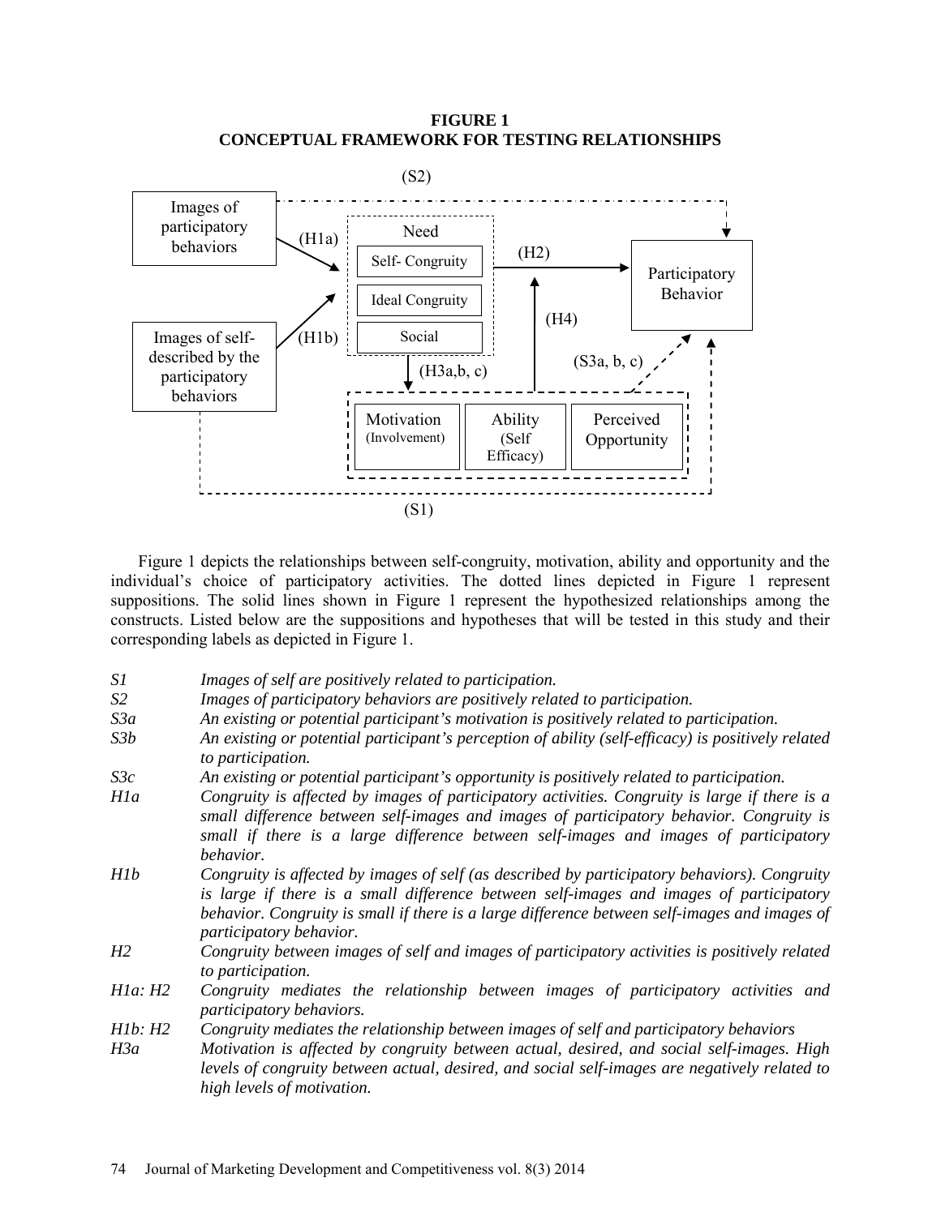**FIGURE 1**
**CONCEPTUAL FRAMEWORK FOR TESTING RELATIONSHIPS**

Figure 1 depicts the relationships between self-congruity, motivation, ability and opportunity and the individual's choice of participatory activities. The dotted lines depicted in Figure 1 represent suppositions. The solid lines shown in Figure 1 represent the hypothesized relationships among the constructs. Listed below are the suppositions and hypotheses that will be tested in this study and their corresponding labels as depicted in Figure 1.

*S1* *Images of self are positively related to participation.*

*S2* *Images of participatory behaviors are positively related to participation.*

*S3a* *An existing or potential participant's motivation is positively related to participation.*

*S3b* *An existing or potential participant's perception of ability (self-efficacy) is positively related to participation.*

*S3c* *An existing or potential participant's opportunity is positively related to participation.*

*H1a* *Congruity is affected by images of participatory activities. Congruity is large if there is a small difference between self-images and images of participatory behavior. Congruity is small if there is a large difference between self-images and images of participatory behavior.*

*H1b* *Congruity is affected by images of self (as described by participatory behaviors). Congruity is large if there is a small difference between self-images and images of participatory behavior. Congruity is small if there is a large difference between self-images and images of participatory behavior.*

*H2* *Congruity between images of self and images of participatory activities is positively related to participation.*

*H1a: H2* *Congruity mediates the relationship between images of participatory activities and participatory behaviors.*

*H1b: H2* *Congruity mediates the relationship between images of self and participatory behaviors*

*H3a* *Motivation is affected by congruity between actual, desired, and social self-images. High levels of congruity between actual, desired, and social self-images are negatively related to high levels of motivation.*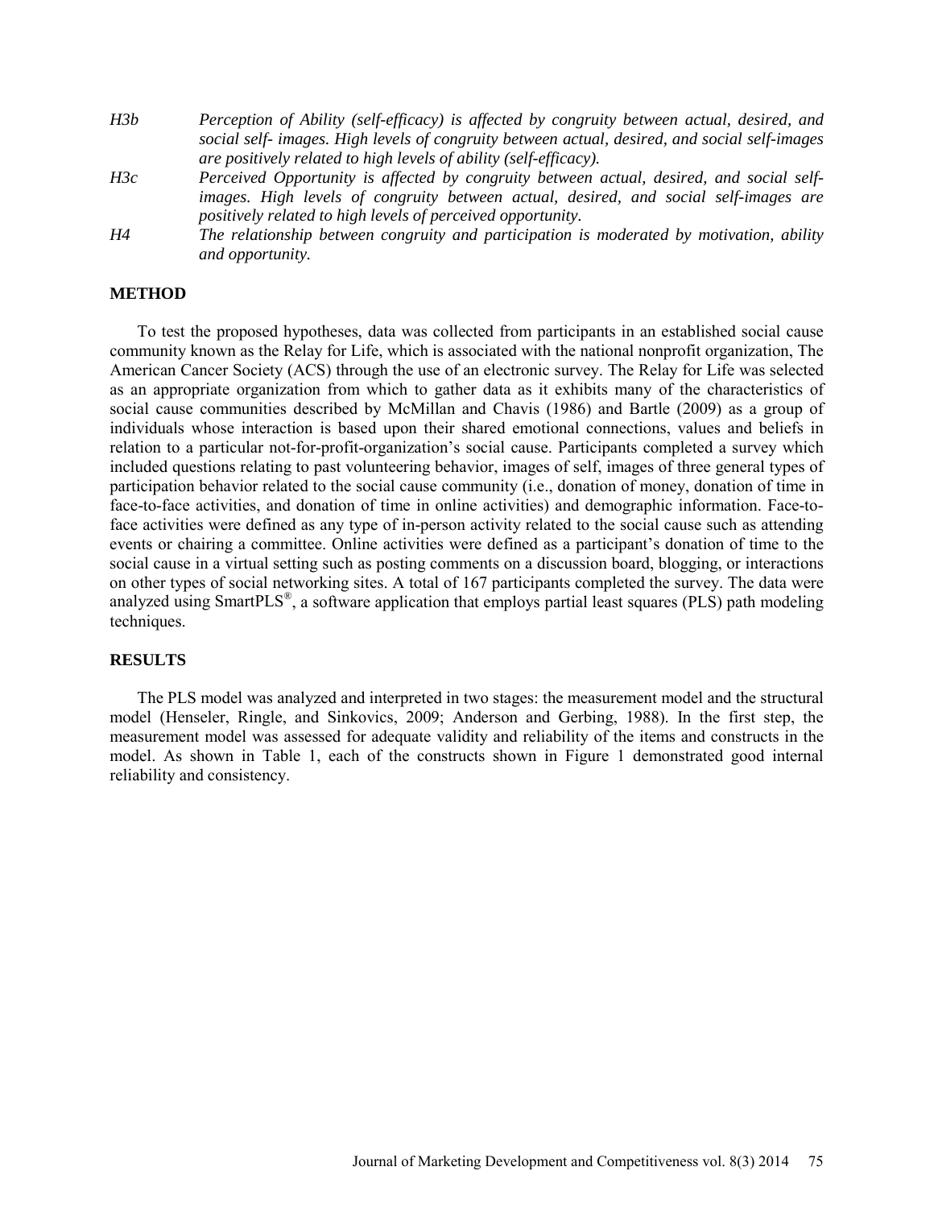*H3b* *Perception of Ability (self-efficacy) is affected by congruity between actual, desired, and social self- images. High levels of congruity between actual, desired, and social self-images are positively related to high levels of ability (self-efficacy).*

*H3c* *Perceived Opportunity is affected by congruity between actual, desired, and social self-images. High levels of congruity between actual, desired, and social self-images are positively related to high levels of perceived opportunity.*

*H4* *The relationship between congruity and participation is moderated by motivation, ability and opportunity.*

## METHOD

To test the proposed hypotheses, data was collected from participants in an established social cause community known as the Relay for Life, which is associated with the national nonprofit organization, The American Cancer Society (ACS) through the use of an electronic survey. The Relay for Life was selected as an appropriate organization from which to gather data as it exhibits many of the characteristics of social cause communities described by McMillan and Chavis (1986) and Bartle (2009) as a group of individuals whose interaction is based upon their shared emotional connections, values and beliefs in relation to a particular not-for-profit-organization's social cause. Participants completed a survey which included questions relating to past volunteering behavior, images of self, images of three general types of participation behavior related to the social cause community (i.e., donation of money, donation of time in face-to-face activities, and donation of time in online activities) and demographic information. Face-to-face activities were defined as any type of in-person activity related to the social cause such as attending events or chairing a committee. Online activities were defined as a participant's donation of time to the social cause in a virtual setting such as posting comments on a discussion board, blogging, or interactions on other types of social networking sites. A total of 167 participants completed the survey. The data were analyzed using SmartPLS®, a software application that employs partial least squares (PLS) path modeling techniques.

## RESULTS

The PLS model was analyzed and interpreted in two stages: the measurement model and the structural model (Henseler, Ringle, and Sinkovics, 2009; Anderson and Gerbing, 1988). In the first step, the measurement model was assessed for adequate validity and reliability of the items and constructs in the model. As shown in Table 1, each of the constructs shown in Figure 1 demonstrated good internal reliability and consistency.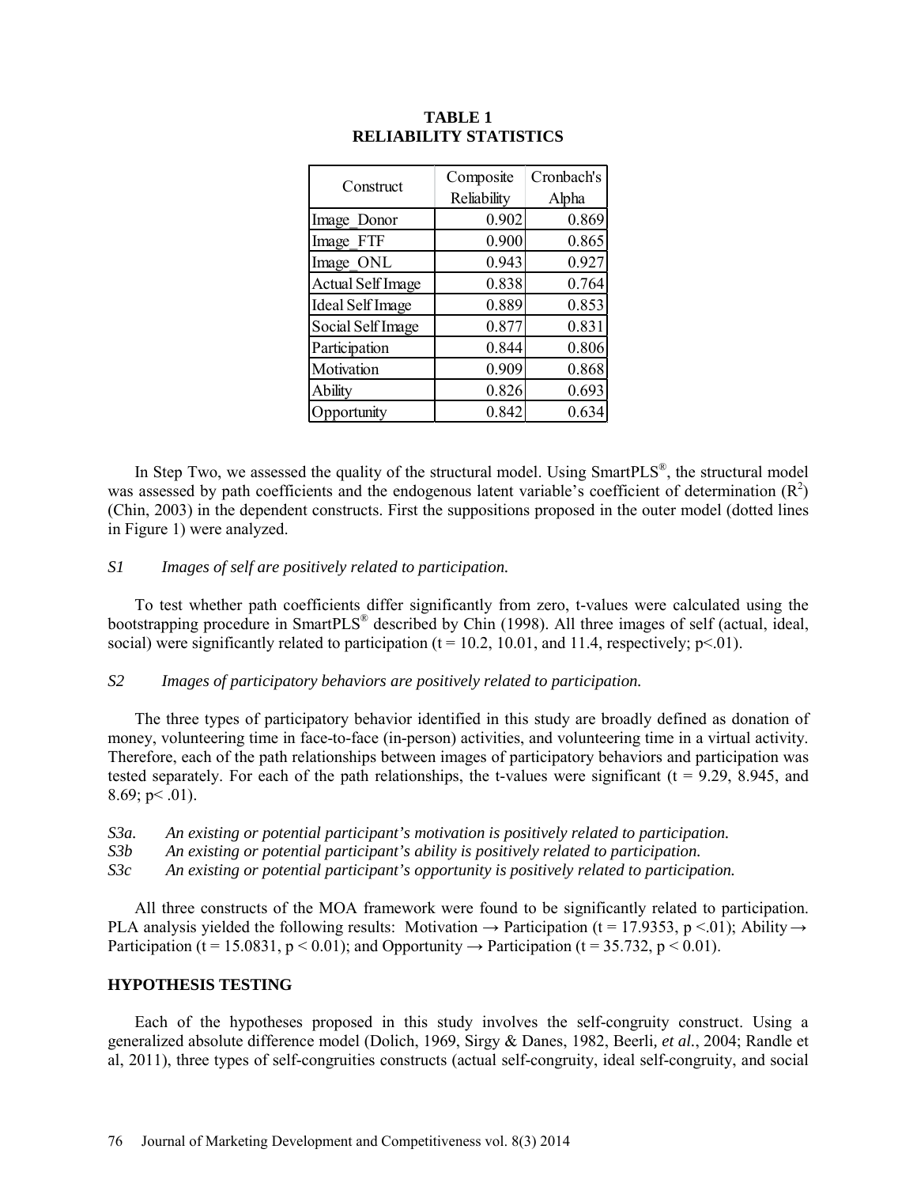**TABLE 1**
**RELIABILITY STATISTICS**

| Construct | Composite Reliability | Cronbach's Alpha |
|---|---|---|
| Image_Donor | 0.902 | 0.869 |
| Image_FTF | 0.900 | 0.865 |
| Image_ONL | 0.943 | 0.927 |
| Actual Self Image | 0.838 | 0.764 |
| Ideal Self Image | 0.889 | 0.853 |
| Social Self Image | 0.877 | 0.831 |
| Participation | 0.844 | 0.806 |
| Motivation | 0.909 | 0.868 |
| Ability | 0.826 | 0.693 |
| Opportunity | 0.842 | 0.634 |

In Step Two, we assessed the quality of the structural model. Using SmartPLS®, the structural model was assessed by path coefficients and the endogenous latent variable's coefficient of determination ($R^2$) (Chin, 2003) in the dependent constructs. First the suppositions proposed in the outer model (dotted lines in Figure 1) were analyzed.

*S1 Images of self are positively related to participation.*

To test whether path coefficients differ significantly from zero, t-values were calculated using the bootstrapping procedure in SmartPLS® described by Chin (1998). All three images of self (actual, ideal, social) were significantly related to participation ($t = 10.2$, $10.01$, and $11.4$, respectively; $p<.01$).

*S2 Images of participatory behaviors are positively related to participation.*

The three types of participatory behavior identified in this study are broadly defined as donation of money, volunteering time in face-to-face (in-person) activities, and volunteering time in a virtual activity. Therefore, each of the path relationships between images of participatory behaviors and participation was tested separately. For each of the path relationships, the t-values were significant ($t = 9.29$, $8.945$, and $8.69$; $p< .01$).

*S3a. An existing or potential participant's motivation is positively related to participation.*
*S3b An existing or potential participant's ability is positively related to participation.*
*S3c An existing or potential participant's opportunity is positively related to participation.*

All three constructs of the MOA framework were found to be significantly related to participation. PLA analysis yielded the following results: Motivation → Participation ($t = 17.9353$, $p <.01$); Ability → Participation ($t = 15.0831$, $p < 0.01$); and Opportunity → Participation ($t = 35.732$, $p < 0.01$).

## HYPOTHESIS TESTING

Each of the hypotheses proposed in this study involves the self-congruity construct. Using a generalized absolute difference model (Dolich, 1969, Sirgy & Danes, 1982, Beerli, *et al.*, 2004; Randle et al, 2011), three types of self-congruities constructs (actual self-congruity, ideal self-congruity, and social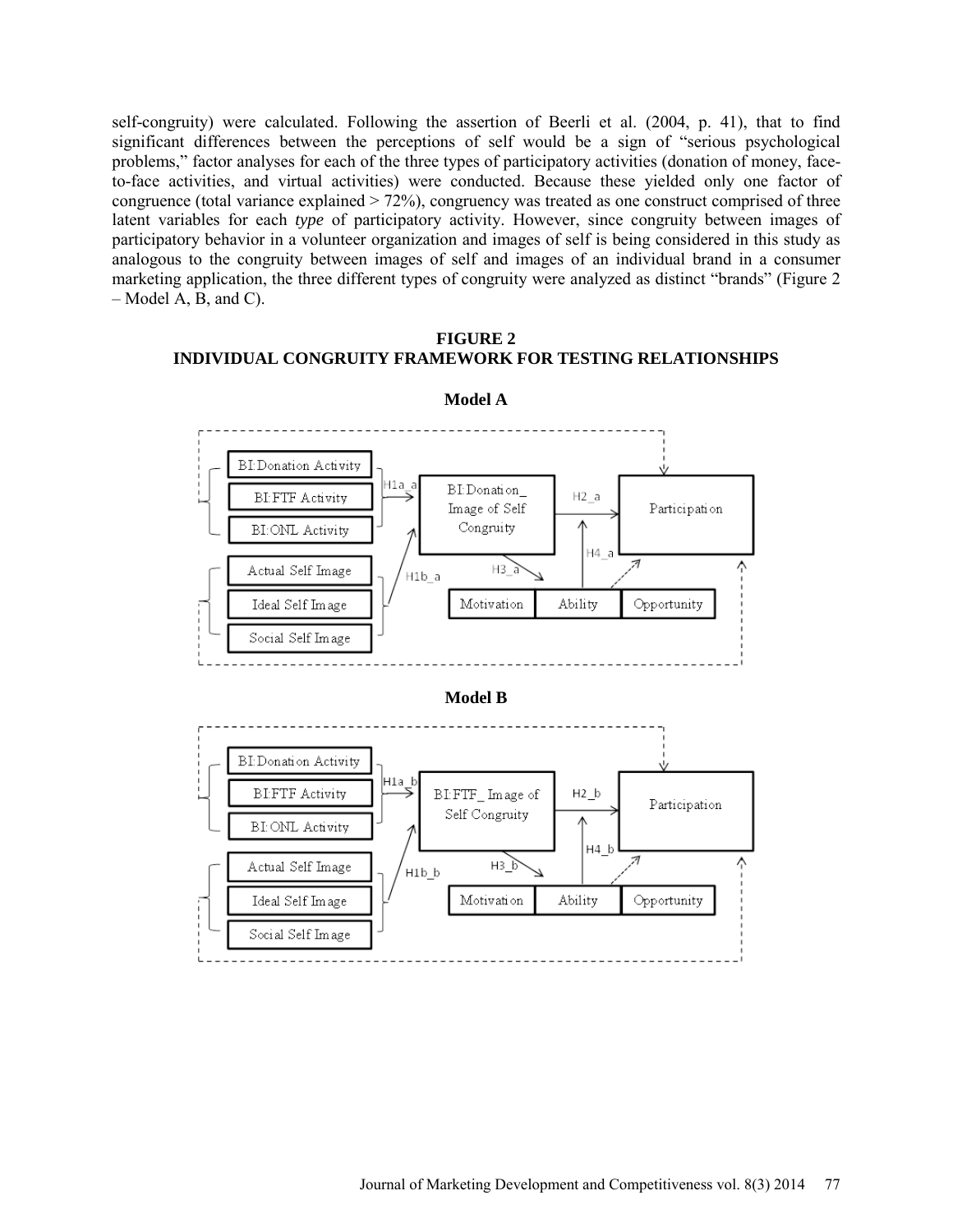self-congruity) were calculated. Following the assertion of Beerli et al. (2004, p. 41), that to find significant differences between the perceptions of self would be a sign of "serious psychological problems," factor analyses for each of the three types of participatory activities (donation of money, face-to-face activities, and virtual activities) were conducted. Because these yielded only one factor of congruence (total variance explained > 72%), congruency was treated as one construct comprised of three latent variables for each *type* of participatory activity. However, since congruity between images of participatory behavior in a volunteer organization and images of self is being considered in this study as analogous to the congruity between images of self and images of an individual brand in a consumer marketing application, the three different types of congruity were analyzed as distinct "brands" (Figure 2 – Model A, B, and C).

**FIGURE 2**
**INDIVIDUAL CONGRUITY FRAMEWORK FOR TESTING RELATIONSHIPS**

**Model A**

**Model B**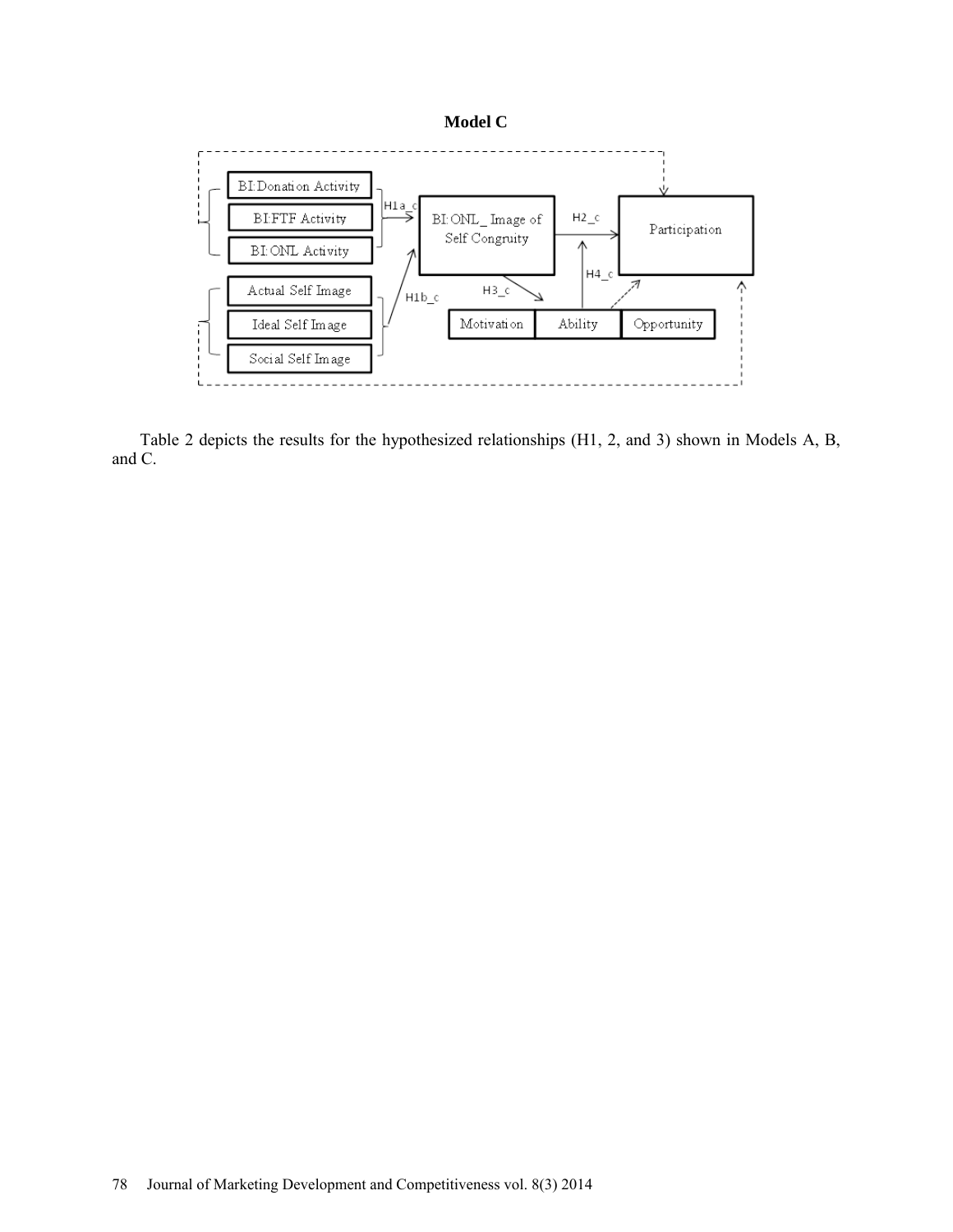**Model C**

Table 2 depicts the results for the hypothesized relationships (H1, 2, and 3) shown in Models A, B, and C.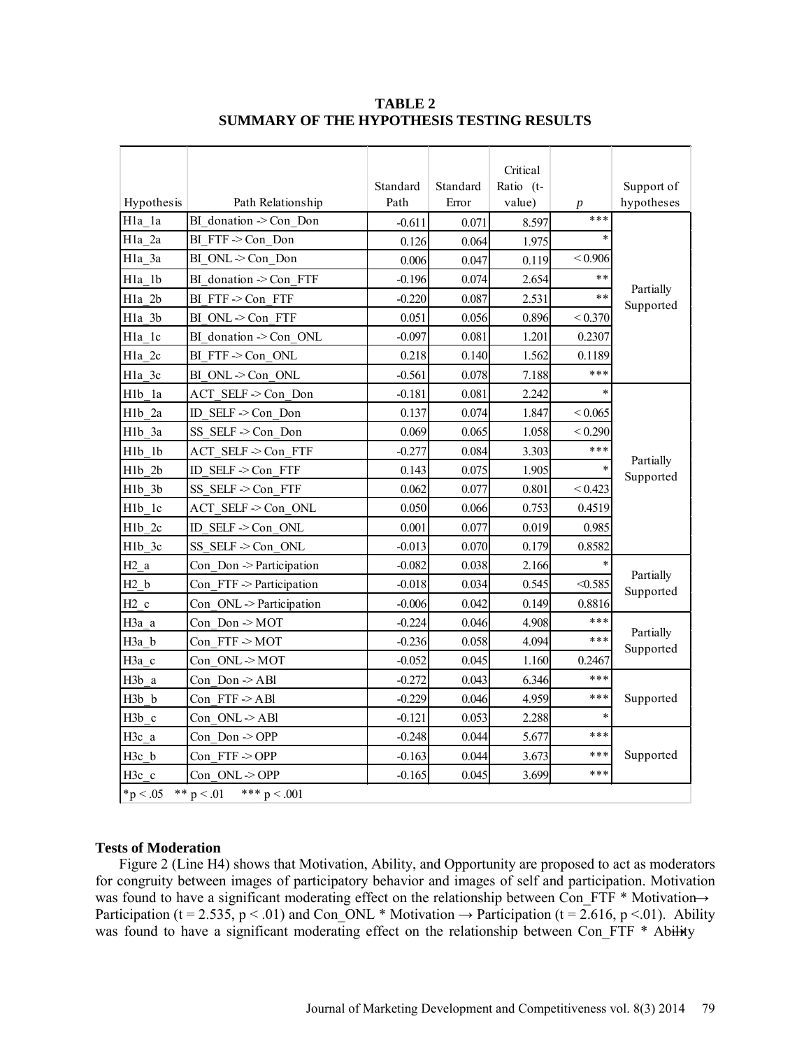**TABLE 2**
**SUMMARY OF THE HYPOTHESIS TESTING RESULTS**

| Hypothesis | Path Relationship | Standard Path | Standard Error | Critical Ratio (t-value) | *p* | Support of hypotheses |
|---|---|---|---|---|---|---|
| H1a_1a | BI_donation -> Con_Don | -0.611 | 0.071 | 8.597 | *** | Partially Supported |
| H1a_2a | BI_FTF -> Con_Don | 0.126 | 0.064 | 1.975 | * | |
| H1a_3a | BI_ONL -> Con_Don | 0.006 | 0.047 | 0.119 | < 0.906 | |
| H1a_1b | BI_donation -> Con_FTF | -0.196 | 0.074 | 2.654 | ** | |
| H1a_2b | BI_FTF -> Con_FTF | -0.220 | 0.087 | 2.531 | ** | |
| H1a_3b | BI_ONL -> Con_FTF | 0.051 | 0.056 | 0.896 | < 0.370 | |
| H1a_1c | BI_donation -> Con_ONL | -0.097 | 0.081 | 1.201 | 0.2307 | |
| H1a_2c | BI_FTF -> Con_ONL | 0.218 | 0.140 | 1.562 | 0.1189 | |
| H1a_3c | BI_ONL -> Con_ONL | -0.561 | 0.078 | 7.188 | *** | |
| H1b_1a | ACT_SELF -> Con_Don | -0.181 | 0.081 | 2.242 | * | Partially Supported |
| H1b_2a | ID_SELF -> Con_Don | 0.137 | 0.074 | 1.847 | < 0.065 | |
| H1b_3a | SS_SELF -> Con_Don | 0.069 | 0.065 | 1.058 | < 0.290 | |
| H1b_1b | ACT_SELF -> Con_FTF | -0.277 | 0.084 | 3.303 | *** | |
| H1b_2b | ID_SELF -> Con_FTF | 0.143 | 0.075 | 1.905 | * | |
| H1b_3b | SS_SELF -> Con_FTF | 0.062 | 0.077 | 0.801 | < 0.423 | |
| H1b_1c | ACT_SELF -> Con_ONL | 0.050 | 0.066 | 0.753 | 0.4519 | |
| H1b_2c | ID_SELF -> Con_ONL | 0.001 | 0.077 | 0.019 | 0.985 | |
| H1b_3c | SS_SELF -> Con_ONL | -0.013 | 0.070 | 0.179 | 0.8582 | |
| H2_a | Con_Don -> Participation | -0.082 | 0.038 | 2.166 | * | Partially Supported |
| H2_b | Con_FTF -> Participation | -0.018 | 0.034 | 0.545 | <0.585 | |
| H2_c | Con_ONL -> Participation | -0.006 | 0.042 | 0.149 | 0.8816 | |
| H3a_a | Con_Don -> MOT | -0.224 | 0.046 | 4.908 | *** | Partially Supported |
| H3a_b | Con_FTF -> MOT | -0.236 | 0.058 | 4.094 | *** | |
| H3a_c | Con_ONL -> MOT | -0.052 | 0.045 | 1.160 | 0.2467 | |
| H3b_a | Con_Don -> ABl | -0.272 | 0.043 | 6.346 | *** | Supported |
| H3b_b | Con_FTF -> ABl | -0.229 | 0.046 | 4.959 | *** | |
| H3b_c | Con_ONL -> ABl | -0.121 | 0.053 | 2.288 | * | |
| H3c_a | Con_Don -> OPP | -0.248 | 0.044 | 5.677 | *** | Supported |
| H3c_b | Con_FTF -> OPP | -0.163 | 0.044 | 3.673 | *** | |
| H3c_c | Con_ONL -> OPP | -0.165 | 0.045 | 3.699 | *** | |

*p < .05 &nbsp; ** p < .01 &nbsp; *** p < .001

### Tests of Moderation

Figure 2 (Line H4) shows that Motivation, Ability, and Opportunity are proposed to act as moderators for congruity between images of participatory behavior and images of self and participation. Motivation was found to have a significant moderating effect on the relationship between Con_FTF * Motivation→ Participation ($t = 2.535$, $p < .01$) and Con_ONL * Motivation → Participation ($t = 2.616$, $p < .01$). Ability was found to have a significant moderating effect on the relationship between Con_FTF * Ability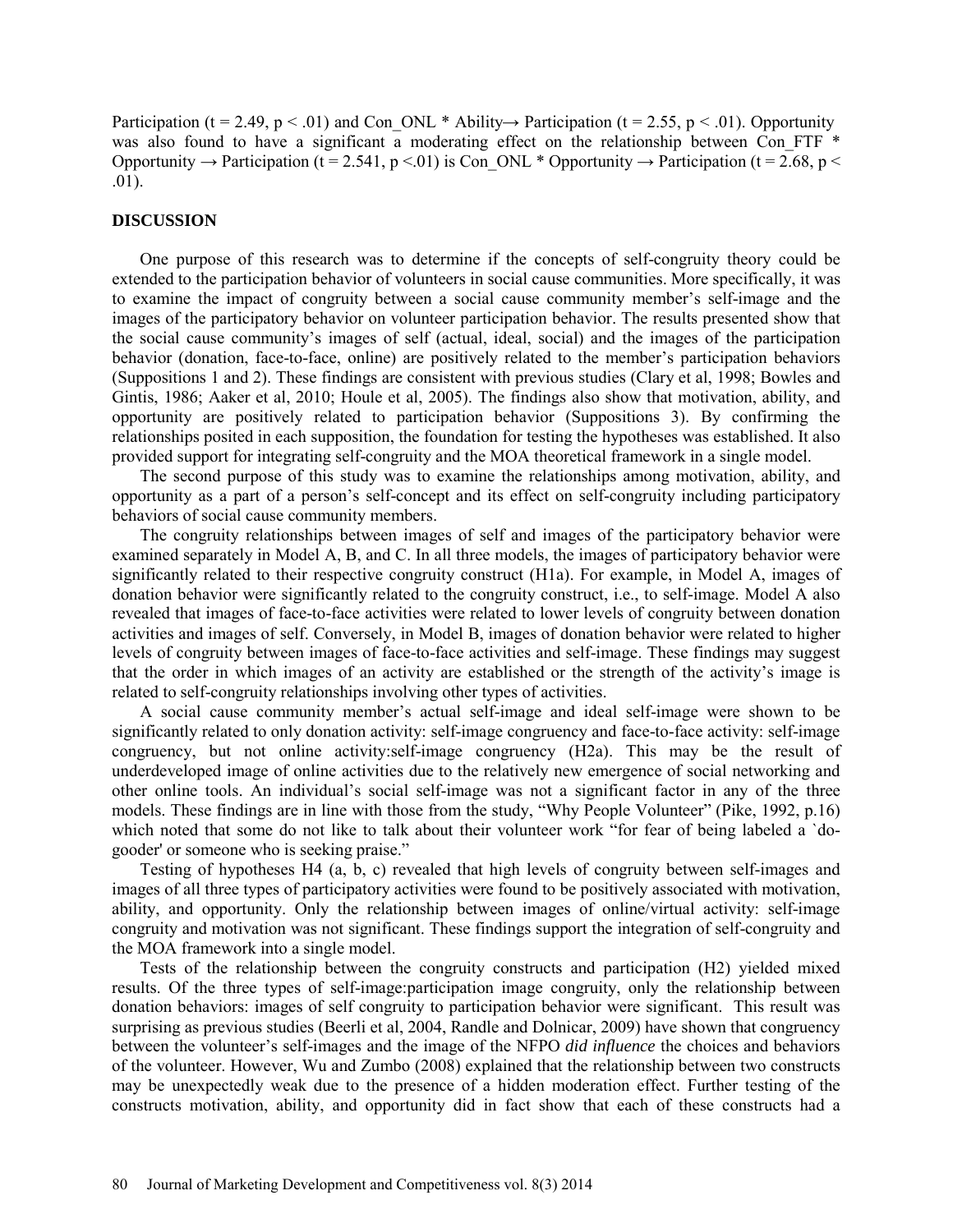Participation ($t = 2.49$, $p < .01$) and Con_ONL * Ability→ Participation ($t = 2.55$, $p < .01$). Opportunity was also found to have a significant a moderating effect on the relationship between Con_FTF * Opportunity → Participation ($t = 2.541$, $p <.01$) is Con_ONL * Opportunity → Participation ($t = 2.68$, $p < .01$).

## DISCUSSION

One purpose of this research was to determine if the concepts of self-congruity theory could be extended to the participation behavior of volunteers in social cause communities. More specifically, it was to examine the impact of congruity between a social cause community member's self-image and the images of the participatory behavior on volunteer participation behavior. The results presented show that the social cause community's images of self (actual, ideal, social) and the images of the participation behavior (donation, face-to-face, online) are positively related to the member's participation behaviors (Suppositions 1 and 2). These findings are consistent with previous studies (Clary et al, 1998; Bowles and Gintis, 1986; Aaker et al, 2010; Houle et al, 2005). The findings also show that motivation, ability, and opportunity are positively related to participation behavior (Suppositions 3). By confirming the relationships posited in each supposition, the foundation for testing the hypotheses was established. It also provided support for integrating self-congruity and the MOA theoretical framework in a single model.

The second purpose of this study was to examine the relationships among motivation, ability, and opportunity as a part of a person's self-concept and its effect on self-congruity including participatory behaviors of social cause community members.

The congruity relationships between images of self and images of the participatory behavior were examined separately in Model A, B, and C. In all three models, the images of participatory behavior were significantly related to their respective congruity construct (H1a). For example, in Model A, images of donation behavior were significantly related to the congruity construct, i.e., to self-image. Model A also revealed that images of face-to-face activities were related to lower levels of congruity between donation activities and images of self. Conversely, in Model B, images of donation behavior were related to higher levels of congruity between images of face-to-face activities and self-image. These findings may suggest that the order in which images of an activity are established or the strength of the activity's image is related to self-congruity relationships involving other types of activities.

A social cause community member's actual self-image and ideal self-image were shown to be significantly related to only donation activity: self-image congruency and face-to-face activity: self-image congruency, but not online activity:self-image congruency (H2a). This may be the result of underdeveloped image of online activities due to the relatively new emergence of social networking and other online tools. An individual's social self-image was not a significant factor in any of the three models. These findings are in line with those from the study, "Why People Volunteer" (Pike, 1992, p.16) which noted that some do not like to talk about their volunteer work "for fear of being labeled a `do-gooder' or someone who is seeking praise."

Testing of hypotheses H4 (a, b, c) revealed that high levels of congruity between self-images and images of all three types of participatory activities were found to be positively associated with motivation, ability, and opportunity. Only the relationship between images of online/virtual activity: self-image congruity and motivation was not significant. These findings support the integration of self-congruity and the MOA framework into a single model.

Tests of the relationship between the congruity constructs and participation (H2) yielded mixed results. Of the three types of self-image:participation image congruity, only the relationship between donation behaviors: images of self congruity to participation behavior were significant. This result was surprising as previous studies (Beerli et al, 2004, Randle and Dolnicar, 2009) have shown that congruency between the volunteer's self-images and the image of the NFPO *did influence* the choices and behaviors of the volunteer. However, Wu and Zumbo (2008) explained that the relationship between two constructs may be unexpectedly weak due to the presence of a hidden moderation effect. Further testing of the constructs motivation, ability, and opportunity did in fact show that each of these constructs had a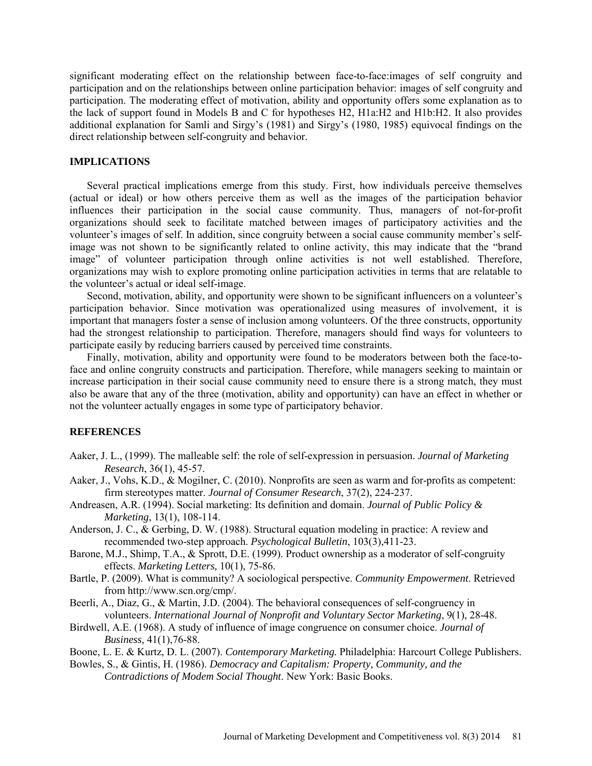significant moderating effect on the relationship between face-to-face:images of self congruity and participation and on the relationships between online participation behavior: images of self congruity and participation. The moderating effect of motivation, ability and opportunity offers some explanation as to the lack of support found in Models B and C for hypotheses H2, H1a:H2 and H1b:H2. It also provides additional explanation for Samli and Sirgy's (1981) and Sirgy's (1980, 1985) equivocal findings on the direct relationship between self-congruity and behavior.

## IMPLICATIONS

Several practical implications emerge from this study. First, how individuals perceive themselves (actual or ideal) or how others perceive them as well as the images of the participation behavior influences their participation in the social cause community. Thus, managers of not-for-profit organizations should seek to facilitate matched between images of participatory activities and the volunteer's images of self. In addition, since congruity between a social cause community member's self-image was not shown to be significantly related to online activity, this may indicate that the "brand image" of volunteer participation through online activities is not well established. Therefore, organizations may wish to explore promoting online participation activities in terms that are relatable to the volunteer's actual or ideal self-image.

Second, motivation, ability, and opportunity were shown to be significant influencers on a volunteer's participation behavior. Since motivation was operationalized using measures of involvement, it is important that managers foster a sense of inclusion among volunteers. Of the three constructs, opportunity had the strongest relationship to participation. Therefore, managers should find ways for volunteers to participate easily by reducing barriers caused by perceived time constraints.

Finally, motivation, ability and opportunity were found to be moderators between both the face-to-face and online congruity constructs and participation. Therefore, while managers seeking to maintain or increase participation in their social cause community need to ensure there is a strong match, they must also be aware that any of the three (motivation, ability and opportunity) can have an effect in whether or not the volunteer actually engages in some type of participatory behavior.

## REFERENCES

Aaker, J. L., (1999). The malleable self: the role of self-expression in persuasion. *Journal of Marketing Research*, 36(1), 45-57.

Aaker, J., Vohs, K.D., & Mogilner, C. (2010). Nonprofits are seen as warm and for-profits as competent: firm stereotypes matter. *Journal of Consumer Research*, 37(2), 224-237.

Andreasen, A.R. (1994). Social marketing: Its definition and domain. *Journal of Public Policy & Marketing*, 13(1), 108-114.

Anderson, J. C., & Gerbing, D. W. (1988). Structural equation modeling in practice: A review and recommended two-step approach. *Psychological Bulletin*, 103(3),411-23.

Barone, M.J., Shimp, T.A., & Sprott, D.E. (1999). Product ownership as a moderator of self-congruity effects. *Marketing Letters,* 10(1), 75-86.

Bartle, P. (2009). What is community? A sociological perspective. *Community Empowerment*. Retrieved from http://www.scn.org/cmp/.

Beerli, A., Diaz, G., & Martin, J.D. (2004). The behavioral consequences of self-congruency in volunteers. *International Journal of Nonprofit and Voluntary Sector Marketing*, 9(1), 28-48.

Birdwell, A.E. (1968). A study of influence of image congruence on consumer choice. *Journal of Business,* 41(1),76-88.

Boone, L. E. & Kurtz, D. L. (2007). *Contemporary Marketing.* Philadelphia: Harcourt College Publishers.

Bowles, S., & Gintis, H. (1986). *Democracy and Capitalism: Property, Community, and the Contradictions of Modem Social Thought*. New York: Basic Books.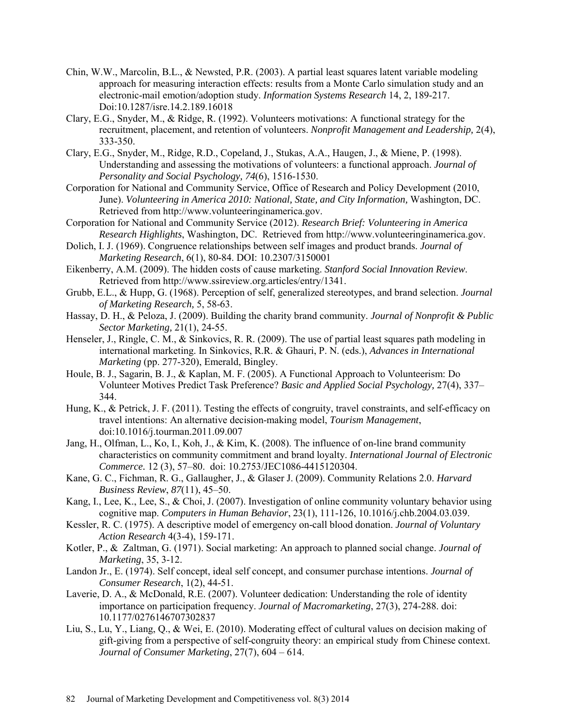Chin, W.W., Marcolin, B.L., & Newsted, P.R. (2003). A partial least squares latent variable modeling approach for measuring interaction effects: results from a Monte Carlo simulation study and an electronic-mail emotion/adoption study. *Information Systems Research* 14, 2, 189-217. Doi:10.1287/isre.14.2.189.16018

Clary, E.G., Snyder, M., & Ridge, R. (1992). Volunteers motivations: A functional strategy for the recruitment, placement, and retention of volunteers. *Nonprofit Management and Leadership,* 2(4), 333-350.

Clary, E.G., Snyder, M., Ridge, R.D., Copeland, J., Stukas, A.A., Haugen, J., & Miene, P. (1998). Understanding and assessing the motivations of volunteers: a functional approach. *Journal of Personality and Social Psychology, 74*(6), 1516-1530.

Corporation for National and Community Service, Office of Research and Policy Development (2010, June). *Volunteering in America 2010: National, State, and City Information,* Washington, DC. Retrieved from http://www.volunteeringinamerica.gov.

Corporation for National and Community Service (2012). *Research Brief: Volunteering in America Research Highlights*, Washington, DC. Retrieved from http://www.volunteeringinamerica.gov.

Dolich, I. J. (1969). Congruence relationships between self images and product brands. *Journal of Marketing Research*, 6(1), 80-84. DOI: 10.2307/3150001

Eikenberry, A.M. (2009). The hidden costs of cause marketing. *Stanford Social Innovation Review*. Retrieved from http://www.ssireview.org.articles/entry/1341.

Grubb, E.L., & Hupp, G. (1968). Perception of self, generalized stereotypes, and brand selection. *Journal of Marketing Research,* 5, 58-63.

Hassay, D. H., & Peloza, J. (2009). Building the charity brand community. *Journal of Nonprofit & Public Sector Marketing,* 21(1), 24-55.

Henseler, J., Ringle, C. M., & Sinkovics, R. R. (2009). The use of partial least squares path modeling in international marketing. In Sinkovics, R.R. & Ghauri, P. N. (eds.), *Advances in International Marketing* (pp. 277-320), Emerald, Bingley.

Houle, B. J., Sagarin, B. J., & Kaplan, M. F. (2005). A Functional Approach to Volunteerism: Do Volunteer Motives Predict Task Preference? *Basic and Applied Social Psychology,* 27(4), 337–344.

Hung, K., & Petrick, J. F. (2011). Testing the effects of congruity, travel constraints, and self-efficacy on travel intentions: An alternative decision-making model, *Tourism Management*, doi:10.1016/j.tourman.2011.09.007

Jang, H., Olfman, L., Ko, I., Koh, J., & Kim, K. (2008). The influence of on-line brand community characteristics on community commitment and brand loyalty. *International Journal of Electronic Commerce.* 12 (3), 57–80. doi: 10.2753/JEC1086-4415120304.

Kane, G. C., Fichman, R. G., Gallaugher, J., & Glaser J. (2009). Community Relations 2.0. *Harvard Business Review*, *87*(11), 45–50.

Kang, I., Lee, K., Lee, S., & Choi, J. (2007). Investigation of online community voluntary behavior using cognitive map. *Computers in Human Behavior*, 23(1), 111-126, 10.1016/j.chb.2004.03.039.

Kessler, R. C. (1975). A descriptive model of emergency on-call blood donation. *Journal of Voluntary Action Research* 4(3-4), 159-171.

Kotler, P., & Zaltman, G. (1971). Social marketing: An approach to planned social change. *Journal of Marketing*, 35, 3-12.

Landon Jr., E. (1974). Self concept, ideal self concept, and consumer purchase intentions. *Journal of Consumer Research*, 1(2), 44-51.

Laverie, D. A., & McDonald, R.E. (2007). Volunteer dedication: Understanding the role of identity importance on participation frequency. *Journal of Macromarketing*, 27(3), 274-288. doi: 10.1177/0276146707302837

Liu, S., Lu, Y., Liang, Q., & Wei, E. (2010). Moderating effect of cultural values on decision making of gift-giving from a perspective of self-congruity theory: an empirical study from Chinese context. *Journal of Consumer Marketing*, 27(7), 604 – 614.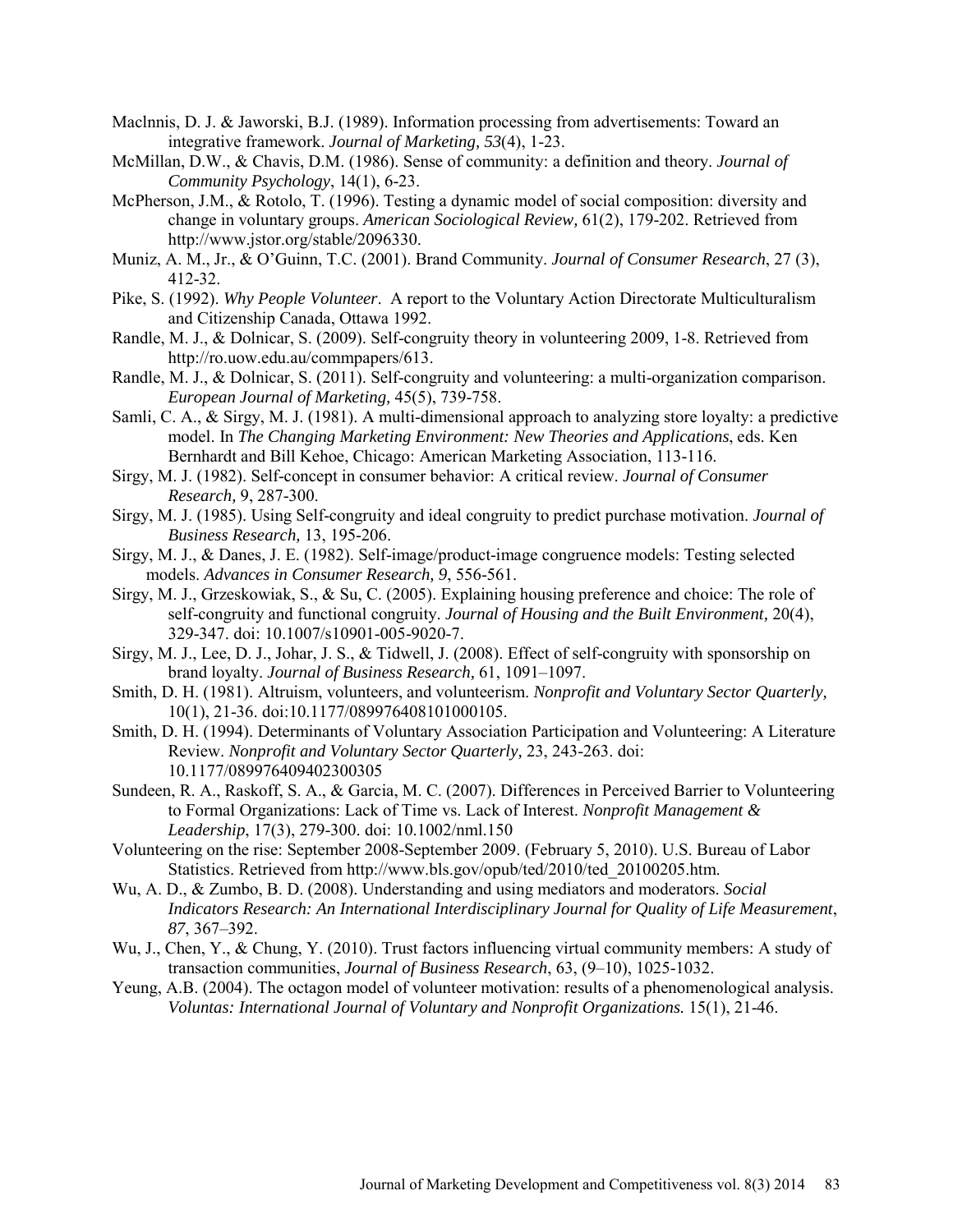Maclnnis, D. J. & Jaworski, B.J. (1989). Information processing from advertisements: Toward an integrative framework. *Journal of Marketing, 53*(4), 1-23.

McMillan, D.W., & Chavis, D.M. (1986). Sense of community: a definition and theory. *Journal of Community Psychology*, 14(1), 6-23.

McPherson, J.M., & Rotolo, T. (1996). Testing a dynamic model of social composition: diversity and change in voluntary groups. *American Sociological Review,* 61(2), 179-202. Retrieved from http://www.jstor.org/stable/2096330.

Muniz, A. M., Jr., & O'Guinn, T.C. (2001). Brand Community. *Journal of Consumer Research*, 27 (3), 412-32.

Pike, S. (1992). *Why People Volunteer*. A report to the Voluntary Action Directorate Multiculturalism and Citizenship Canada, Ottawa 1992.

Randle, M. J., & Dolnicar, S. (2009). Self-congruity theory in volunteering 2009, 1-8. Retrieved from http://ro.uow.edu.au/commpapers/613.

Randle, M. J., & Dolnicar, S. (2011). Self-congruity and volunteering: a multi-organization comparison. *European Journal of Marketing,* 45(5), 739-758.

Samli, C. A., & Sirgy, M. J. (1981). A multi-dimensional approach to analyzing store loyalty: a predictive model. In *The Changing Marketing Environment: New Theories and Applications*, eds. Ken Bernhardt and Bill Kehoe, Chicago: American Marketing Association, 113-116.

Sirgy, M. J. (1982). Self-concept in consumer behavior: A critical review. *Journal of Consumer Research,* 9, 287-300.

Sirgy, M. J. (1985). Using Self-congruity and ideal congruity to predict purchase motivation. *Journal of Business Research,* 13, 195-206.

Sirgy, M. J., & Danes, J. E. (1982). Self-image/product-image congruence models: Testing selected models. *Advances in Consumer Research, 9*, 556-561.

Sirgy, M. J., Grzeskowiak, S., & Su, C. (2005). Explaining housing preference and choice: The role of self-congruity and functional congruity. *Journal of Housing and the Built Environment,* 20(4), 329-347. doi: 10.1007/s10901-005-9020-7.

Sirgy, M. J., Lee, D. J., Johar, J. S., & Tidwell, J. (2008). Effect of self-congruity with sponsorship on brand loyalty. *Journal of Business Research,* 61, 1091–1097.

Smith, D. H. (1981). Altruism, volunteers, and volunteerism. *Nonprofit and Voluntary Sector Quarterly,* 10(1), 21-36. doi:10.1177/089976408101000105.

Smith, D. H. (1994). Determinants of Voluntary Association Participation and Volunteering: A Literature Review. *Nonprofit and Voluntary Sector Quarterly,* 23, 243-263. doi: 10.1177/089976409402300305

Sundeen, R. A., Raskoff, S. A., & Garcia, M. C. (2007). Differences in Perceived Barrier to Volunteering to Formal Organizations: Lack of Time vs. Lack of Interest. *Nonprofit Management & Leadership*, 17(3), 279-300. doi: 10.1002/nml.150

Volunteering on the rise: September 2008-September 2009. (February 5, 2010). U.S. Bureau of Labor Statistics. Retrieved from http://www.bls.gov/opub/ted/2010/ted_20100205.htm.

Wu, A. D., & Zumbo, B. D. (2008). Understanding and using mediators and moderators. *Social Indicators Research: An International Interdisciplinary Journal for Quality of Life Measurement*, *87*, 367–392.

Wu, J., Chen, Y., & Chung, Y. (2010). Trust factors influencing virtual community members: A study of transaction communities, *Journal of Business Research*, 63, (9–10), 1025-1032.

Yeung, A.B. (2004). The octagon model of volunteer motivation: results of a phenomenological analysis. *Voluntas: International Journal of Voluntary and Nonprofit Organizations.* 15(1), 21-46.